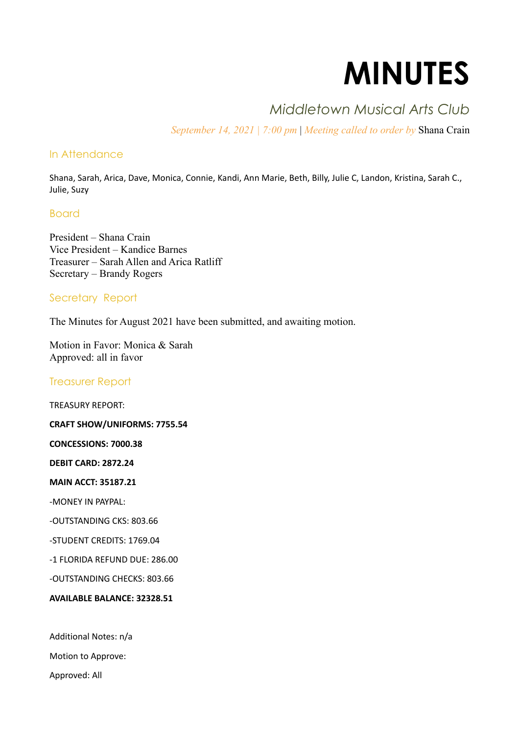# MINUTES

## Middletown Musical Arts Club

*September 14, 2021 | 7:00 pm | Meeting called to order by* Shana Crain

### In Attendance

Shana, Sarah, Arica, Dave, Monica, Connie, Kandi, Ann Marie, Beth, Billy, Julie C, Landon, Kristina, Sarah C., Julie, Suzy

### Board

President – Shana Crain
Vice President – Kandice Barnes
Treasurer – Sarah Allen and Arica Ratliff
Secretary – Brandy Rogers

### Secretary Report

The Minutes for August 2021 have been submitted, and awaiting motion.

Motion in Favor: Monica & Sarah
Approved: all in favor

### Treasurer Report

TREASURY REPORT:

**CRAFT SHOW/UNIFORMS: 7755.54**

**CONCESSIONS: 7000.38**

**DEBIT CARD: 2872.24**

**MAIN ACCT: 35187.21**

-MONEY IN PAYPAL:

-OUTSTANDING CKS: 803.66

-STUDENT CREDITS: 1769.04

-1 FLORIDA REFUND DUE: 286.00

-OUTSTANDING CHECKS: 803.66

**AVAILABLE BALANCE: 32328.51**

Additional Notes: n/a

Motion to Approve:

Approved: All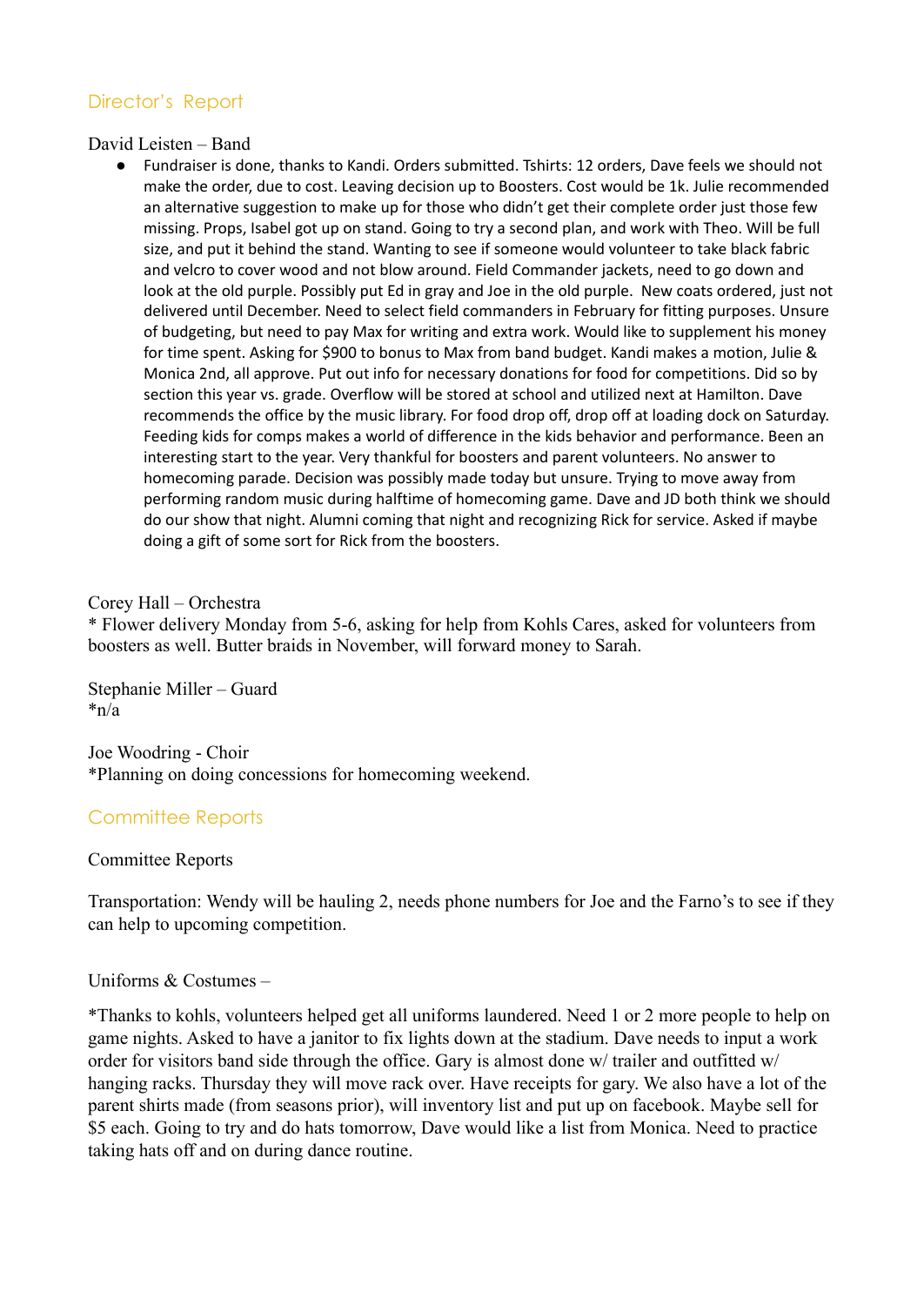## Director's Report

David Leisten – Band

- Fundraiser is done, thanks to Kandi. Orders submitted. Tshirts: 12 orders, Dave feels we should not make the order, due to cost. Leaving decision up to Boosters. Cost would be 1k. Julie recommended an alternative suggestion to make up for those who didn't get their complete order just those few missing. Props, Isabel got up on stand. Going to try a second plan, and work with Theo. Will be full size, and put it behind the stand. Wanting to see if someone would volunteer to take black fabric and velcro to cover wood and not blow around. Field Commander jackets, need to go down and look at the old purple. Possibly put Ed in gray and Joe in the old purple. New coats ordered, just not delivered until December. Need to select field commanders in February for fitting purposes. Unsure of budgeting, but need to pay Max for writing and extra work. Would like to supplement his money for time spent. Asking for $900 to bonus to Max from band budget. Kandi makes a motion, Julie & Monica 2nd, all approve. Put out info for necessary donations for food for competitions. Did so by section this year vs. grade. Overflow will be stored at school and utilized next at Hamilton. Dave recommends the office by the music library. For food drop off, drop off at loading dock on Saturday. Feeding kids for comps makes a world of difference in the kids behavior and performance. Been an interesting start to the year. Very thankful for boosters and parent volunteers. No answer to homecoming parade. Decision was possibly made today but unsure. Trying to move away from performing random music during halftime of homecoming game. Dave and JD both think we should do our show that night. Alumni coming that night and recognizing Rick for service. Asked if maybe doing a gift of some sort for Rick from the boosters.

Corey Hall – Orchestra
* Flower delivery Monday from 5-6, asking for help from Kohls Cares, asked for volunteers from boosters as well. Butter braids in November, will forward money to Sarah.

Stephanie Miller – Guard
*n/a

Joe Woodring - Choir
*Planning on doing concessions for homecoming weekend.

## Committee Reports

Committee Reports

Transportation: Wendy will be hauling 2, needs phone numbers for Joe and the Farno's to see if they can help to upcoming competition.

Uniforms & Costumes –

*Thanks to kohls, volunteers helped get all uniforms laundered. Need 1 or 2 more people to help on game nights. Asked to have a janitor to fix lights down at the stadium. Dave needs to input a work order for visitors band side through the office. Gary is almost done w/ trailer and outfitted w/ hanging racks. Thursday they will move rack over. Have receipts for gary. We also have a lot of the parent shirts made (from seasons prior), will inventory list and put up on facebook. Maybe sell for $5 each. Going to try and do hats tomorrow, Dave would like a list from Monica. Need to practice taking hats off and on during dance routine.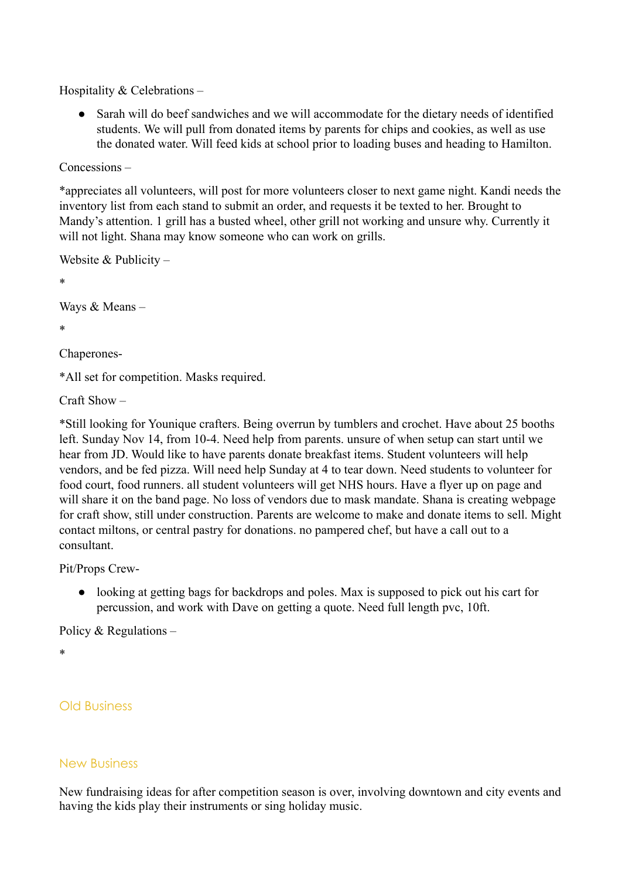Hospitality & Celebrations –

- Sarah will do beef sandwiches and we will accommodate for the dietary needs of identified students. We will pull from donated items by parents for chips and cookies, as well as use the donated water. Will feed kids at school prior to loading buses and heading to Hamilton.

Concessions –

*appreciates all volunteers, will post for more volunteers closer to next game night. Kandi needs the inventory list from each stand to submit an order, and requests it be texted to her. Brought to Mandy's attention. 1 grill has a busted wheel, other grill not working and unsure why. Currently it will not light. Shana may know someone who can work on grills.

Website & Publicity –

*

Ways & Means –

*

Chaperones-

*All set for competition. Masks required.

Craft Show –

*Still looking for Younique crafters. Being overrun by tumblers and crochet. Have about 25 booths left. Sunday Nov 14, from 10-4. Need help from parents. unsure of when setup can start until we hear from JD. Would like to have parents donate breakfast items. Student volunteers will help vendors, and be fed pizza. Will need help Sunday at 4 to tear down. Need students to volunteer for food court, food runners. all student volunteers will get NHS hours. Have a flyer up on page and will share it on the band page. No loss of vendors due to mask mandate. Shana is creating webpage for craft show, still under construction. Parents are welcome to make and donate items to sell. Might contact miltons, or central pastry for donations. no pampered chef, but have a call out to a consultant.

Pit/Props Crew-

- looking at getting bags for backdrops and poles. Max is supposed to pick out his cart for percussion, and work with Dave on getting a quote. Need full length pvc, 10ft.

Policy & Regulations –

*

## Old Business

## New Business

New fundraising ideas for after competition season is over, involving downtown and city events and having the kids play their instruments or sing holiday music.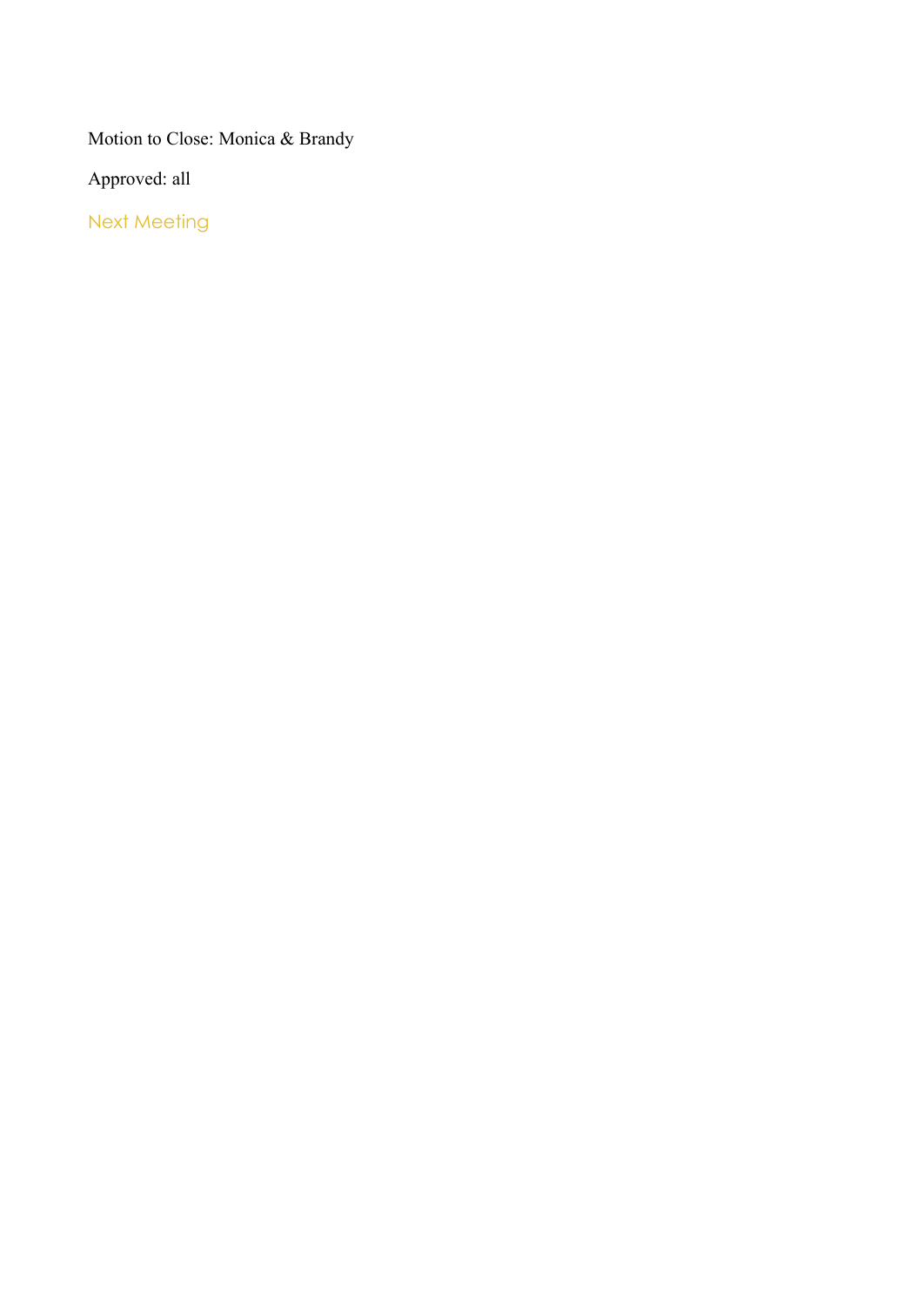Motion to Close: Monica & Brandy

Approved: all

## Next Meeting